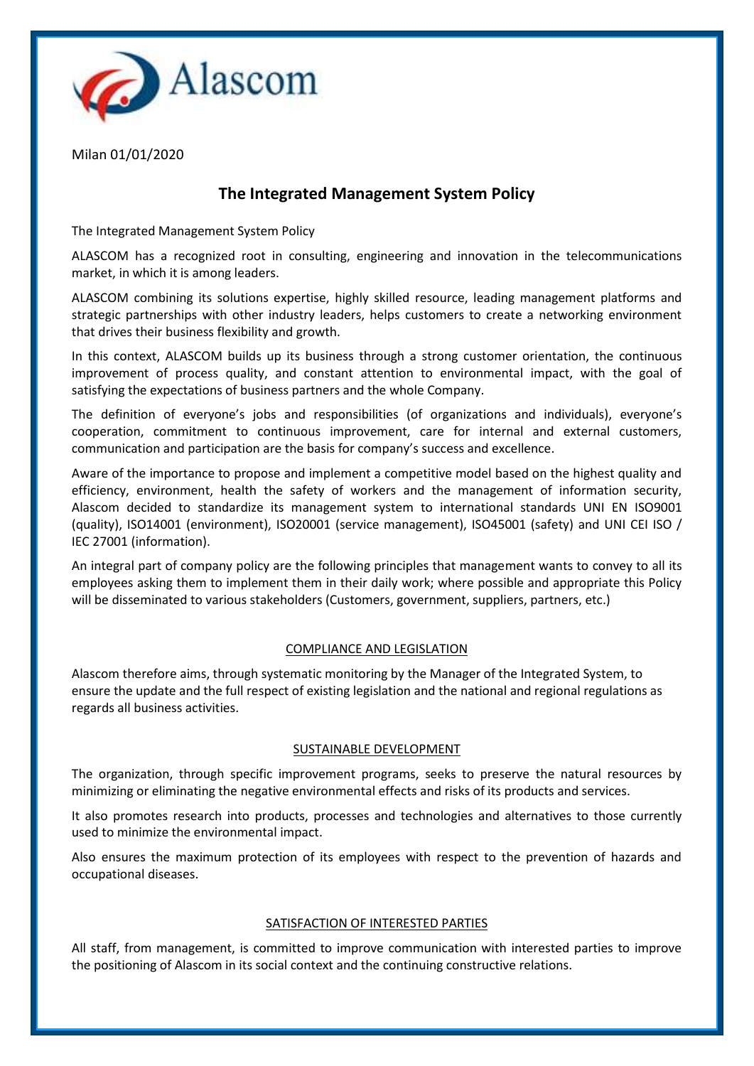Alascom

Milan 01/01/2020

# The Integrated Management System Policy

The Integrated Management System Policy

ALASCOM has a recognized root in consulting, engineering and innovation in the telecommunications market, in which it is among leaders.

ALASCOM combining its solutions expertise, highly skilled resource, leading management platforms and strategic partnerships with other industry leaders, helps customers to create a networking environment that drives their business flexibility and growth.

In this context, ALASCOM builds up its business through a strong customer orientation, the continuous improvement of process quality, and constant attention to environmental impact, with the goal of satisfying the expectations of business partners and the whole Company.

The definition of everyone's jobs and responsibilities (of organizations and individuals), everyone's cooperation, commitment to continuous improvement, care for internal and external customers, communication and participation are the basis for company's success and excellence.

Aware of the importance to propose and implement a competitive model based on the highest quality and efficiency, environment, health the safety of workers and the management of information security, Alascom decided to standardize its management system to international standards UNI EN ISO9001 (quality), ISO14001 (environment), ISO20001 (service management), ISO45001 (safety) and UNI CEI ISO / IEC 27001 (information).

An integral part of company policy are the following principles that management wants to convey to all its employees asking them to implement them in their daily work; where possible and appropriate this Policy will be disseminated to various stakeholders (Customers, government, suppliers, partners, etc.)

## COMPLIANCE AND LEGISLATION

Alascom therefore aims, through systematic monitoring by the Manager of the Integrated System, to ensure the update and the full respect of existing legislation and the national and regional regulations as regards all business activities.

## SUSTAINABLE DEVELOPMENT

The organization, through specific improvement programs, seeks to preserve the natural resources by minimizing or eliminating the negative environmental effects and risks of its products and services.

It also promotes research into products, processes and technologies and alternatives to those currently used to minimize the environmental impact.

Also ensures the maximum protection of its employees with respect to the prevention of hazards and occupational diseases.

## SATISFACTION OF INTERESTED PARTIES

All staff, from management, is committed to improve communication with interested parties to improve the positioning of Alascom in its social context and the continuing constructive relations.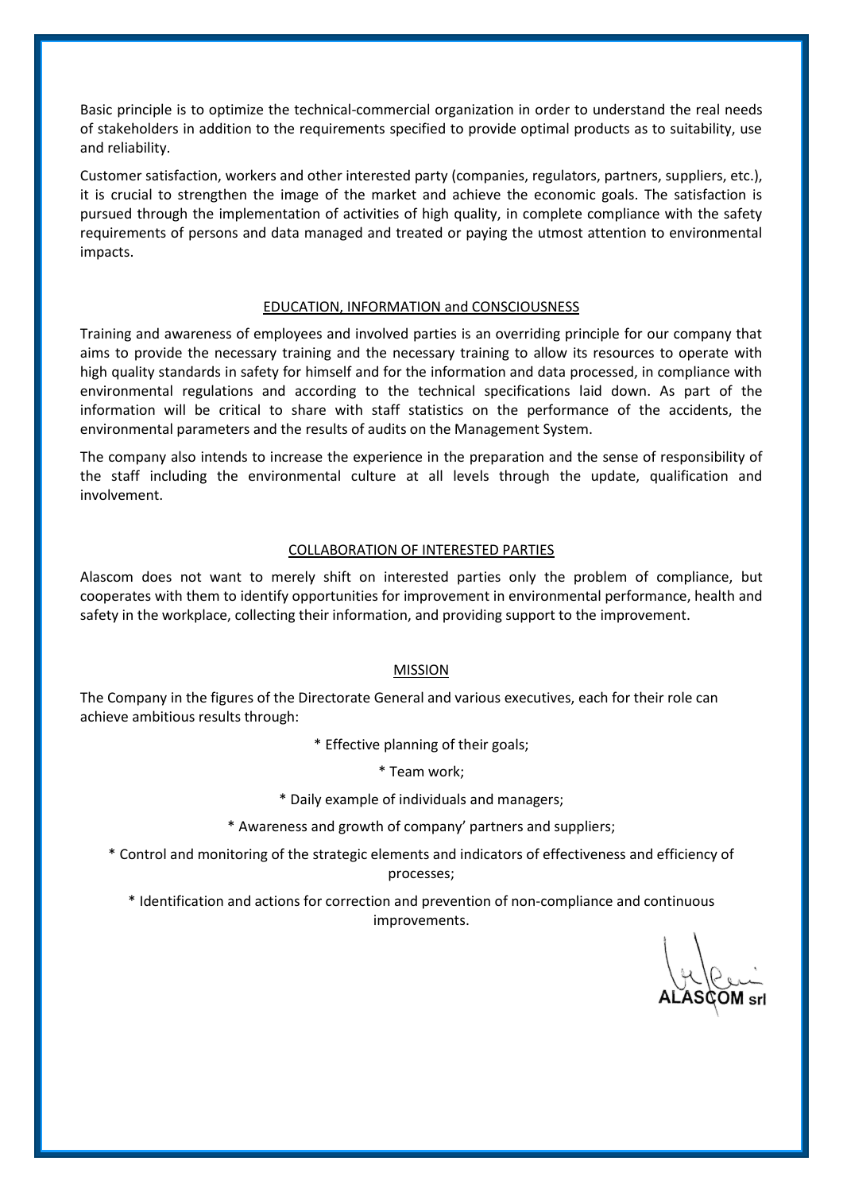Basic principle is to optimize the technical-commercial organization in order to understand the real needs of stakeholders in addition to the requirements specified to provide optimal products as to suitability, use and reliability.

Customer satisfaction, workers and other interested party (companies, regulators, partners, suppliers, etc.), it is crucial to strengthen the image of the market and achieve the economic goals. The satisfaction is pursued through the implementation of activities of high quality, in complete compliance with the safety requirements of persons and data managed and treated or paying the utmost attention to environmental impacts.

## EDUCATION, INFORMATION and CONSCIOUSNESS

Training and awareness of employees and involved parties is an overriding principle for our company that aims to provide the necessary training and the necessary training to allow its resources to operate with high quality standards in safety for himself and for the information and data processed, in compliance with environmental regulations and according to the technical specifications laid down. As part of the information will be critical to share with staff statistics on the performance of the accidents, the environmental parameters and the results of audits on the Management System.

The company also intends to increase the experience in the preparation and the sense of responsibility of the staff including the environmental culture at all levels through the update, qualification and involvement.

## COLLABORATION OF INTERESTED PARTIES

Alascom does not want to merely shift on interested parties only the problem of compliance, but cooperates with them to identify opportunities for improvement in environmental performance, health and safety in the workplace, collecting their information, and providing support to the improvement.

## MISSION

The Company in the figures of the Directorate General and various executives, each for their role can achieve ambitious results through:

* Effective planning of their goals;

* Team work;

* Daily example of individuals and managers;

* Awareness and growth of company' partners and suppliers;

* Control and monitoring of the strategic elements and indicators of effectiveness and efficiency of processes;

* Identification and actions for correction and prevention of non-compliance and continuous improvements.

ALASCOM srl